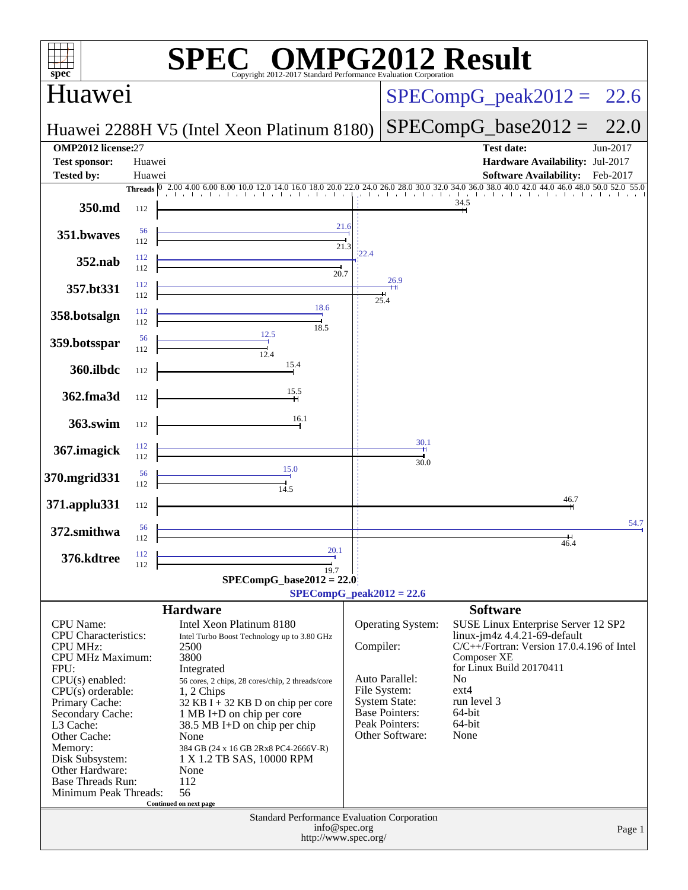# SPEC OMPG2012 Result

Copyright 2012-2017 Standard Performance Evaluation Corporation

## Huawei

**Huawei 2288H V5 (Intel Xeon Platinum 8180)**

SPECompG_peak2012 = 22.6

SPECompG_base2012 = 22.0

| | | | |
|---|---|---|---|
| **OMP2012 license:** | 27 | **Test date:** | Jun-2017 |
| **Test sponsor:** | Huawei | **Hardware Availability:** | Jul-2017 |
| **Tested by:** | Huawei | **Software Availability:** | Feb-2017 |

| Benchmark | Peak Threads | Peak Ratio | Base Threads | Base Ratio |
|---|---|---|---|---|
| 350.md | | | 112 | 34.5 |
| 351.bwaves | 56 | 21.6 | 112 | 21.3 |
| 352.nab | 112 | 22.4 | 112 | 20.7 |
| 357.bt331 | 112 | 26.9 | 112 | 25.4 |
| 358.botsalgn | 112 | 18.6 | 112 | 18.5 |
| 359.botsspar | 56 | 12.5 | 112 | 12.4 |
| 360.ilbdc | | | 112 | 15.4 |
| 362.fma3d | | | 112 | 15.5 |
| 363.swim | | | 112 | 16.1 |
| 367.imagick | 112 | 30.1 | 112 | 30.0 |
| 370.mgrid331 | 56 | 15.0 | 112 | 14.5 |
| 371.applu331 | | | 112 | 46.7 |
| 372.smithwa | 56 | 54.7 | 112 | 46.4 |
| 376.kdtree | 112 | 20.1 | 112 | 19.7 |

SPECompG_base2012 = 22.0

SPECompG_peak2012 = 22.6

### Hardware

| | |
|---|---|
| CPU Name: | Intel Xeon Platinum 8180 |
| CPU Characteristics: | Intel Turbo Boost Technology up to 3.80 GHz |
| CPU MHz: | 2500 |
| CPU MHz Maximum: | 3800 |
| FPU: | Integrated |
| CPU(s) enabled: | 56 cores, 2 chips, 28 cores/chip, 2 threads/core |
| CPU(s) orderable: | 1, 2 Chips |
| Primary Cache: | 32 KB I + 32 KB D on chip per core |
| Secondary Cache: | 1 MB I+D on chip per core |
| L3 Cache: | 38.5 MB I+D on chip per chip |
| Other Cache: | None |
| Memory: | 384 GB (24 x 16 GB 2Rx8 PC4-2666V-R) |
| Disk Subsystem: | 1 X 1.2 TB SAS, 10000 RPM |
| Other Hardware: | None |
| Base Threads Run: | 112 |
| Minimum Peak Threads: | 56 |

Continued on next page

### Software

| | |
|---|---|
| Operating System: | SUSE Linux Enterprise Server 12 SP2 linux-jm4z 4.4.21-69-default |
| Compiler: | C/C++/Fortran: Version 17.0.4.196 of Intel Composer XE for Linux Build 20170411 |
| Auto Parallel: | No |
| File System: | ext4 |
| System State: | run level 3 |
| Base Pointers: | 64-bit |
| Peak Pointers: | 64-bit |
| Other Software: | None |

Standard Performance Evaluation Corporation
info@spec.org
http://www.spec.org/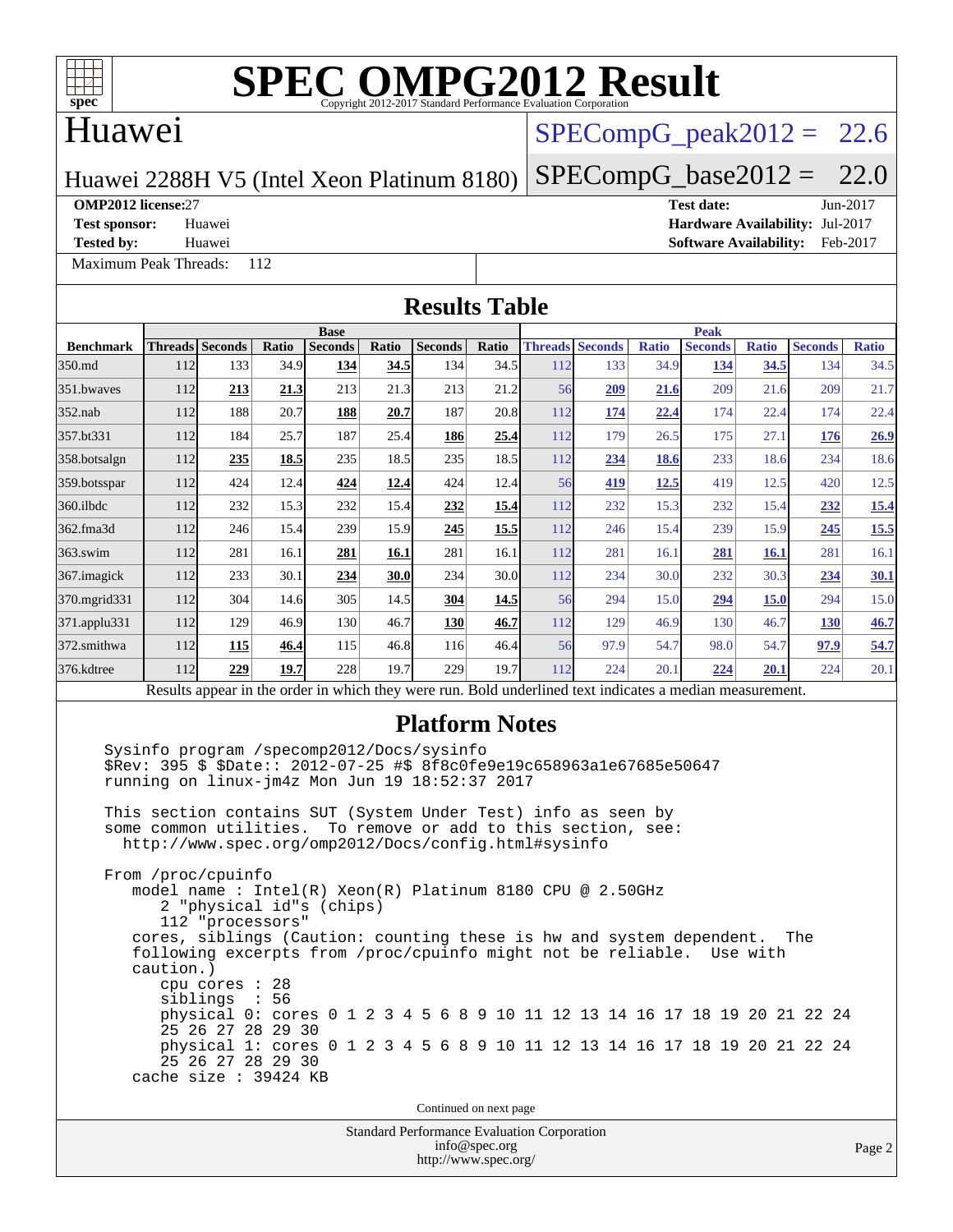# SPEC OMPG2012 Result

Copyright 2012-2017 Standard Performance Evaluation Corporation

## Huawei

Huawei 2288H V5 (Intel Xeon Platinum 8180)

SPECompG_peak2012 = 22.6

SPECompG_base2012 = 22.0

**OMP2012 license:** 27

**Test sponsor:** Huawei

**Tested by:** Huawei

**Test date:** Jun-2017

**Hardware Availability:** Jul-2017

**Software Availability:** Feb-2017

Maximum Peak Threads: 112

## Results Table

| Benchmark | Base | | | | | | | Peak | | | | | | |
|---|---|---|---|---|---|---|---|---|---|---|---|---|---|---|
| | Threads | Seconds | Ratio | Seconds | Ratio | Seconds | Ratio | Threads | Seconds | Ratio | Seconds | Ratio | Seconds | Ratio |
| 350.md | 112 | 133 | 34.9 | **134** | **34.5** | 134 | 34.5 | 112 | 133 | 34.9 | **134** | **34.5** | 134 | 34.5 |
| 351.bwaves | 112 | **213** | **21.3** | 213 | 21.3 | 213 | 21.2 | 56 | **209** | **21.6** | 209 | 21.6 | 209 | 21.7 |
| 352.nab | 112 | 188 | 20.7 | **188** | **20.7** | 187 | 20.8 | 112 | **174** | **22.4** | 174 | 22.4 | 174 | 22.4 |
| 357.bt331 | 112 | 184 | 25.7 | 187 | 25.4 | **186** | **25.4** | 112 | 179 | 26.5 | 175 | 27.1 | **176** | **26.9** |
| 358.botsalgn | 112 | **235** | **18.5** | 235 | 18.5 | 235 | 18.5 | 112 | **234** | **18.6** | 233 | 18.6 | 234 | 18.6 |
| 359.botsspar | 112 | 424 | 12.4 | **424** | **12.4** | 424 | 12.4 | 56 | **419** | **12.5** | 419 | 12.5 | 420 | 12.5 |
| 360.ilbdc | 112 | 232 | 15.3 | 232 | 15.4 | **232** | **15.4** | 112 | 232 | 15.3 | 232 | 15.4 | **232** | **15.4** |
| 362.fma3d | 112 | 246 | 15.4 | 239 | 15.9 | **245** | **15.5** | 112 | 246 | 15.4 | 239 | 15.9 | **245** | **15.5** |
| 363.swim | 112 | 281 | 16.1 | **281** | **16.1** | 281 | 16.1 | 112 | 281 | 16.1 | **281** | **16.1** | 281 | 16.1 |
| 367.imagick | 112 | 233 | 30.1 | **234** | **30.0** | 234 | 30.0 | 112 | 234 | 30.0 | 232 | 30.3 | **234** | **30.1** |
| 370.mgrid331 | 112 | 304 | 14.6 | 305 | 14.5 | **304** | **14.5** | 56 | 294 | 15.0 | **294** | **15.0** | 294 | 15.0 |
| 371.applu331 | 112 | 129 | 46.9 | 130 | 46.7 | **130** | **46.7** | 112 | 129 | 46.9 | 130 | 46.7 | **130** | **46.7** |
| 372.smithwa | 112 | **115** | **46.4** | 115 | 46.8 | 116 | 46.4 | 56 | 97.9 | 54.7 | 98.0 | 54.7 | **97.9** | **54.7** |
| 376.kdtree | 112 | **229** | **19.7** | 228 | 19.7 | 229 | 19.7 | 112 | 224 | 20.1 | **224** | **20.1** | 224 | 20.1 |

Results appear in the order in which they were run. Bold underlined text indicates a median measurement.

## Platform Notes

```
Sysinfo program /specomp2012/Docs/sysinfo
$Rev: 395 $ $Date:: 2012-07-25 #$ 8f8c0fe9e19c658963a1e67685e50647
running on linux-jm4z Mon Jun 19 18:52:37 2017

This section contains SUT (System Under Test) info as seen by
some common utilities.  To remove or add to this section, see:
  http://www.spec.org/omp2012/Docs/config.html#sysinfo

From /proc/cpuinfo
   model name : Intel(R) Xeon(R) Platinum 8180 CPU @ 2.50GHz
      2 "physical id"s (chips)
      112 "processors"
   cores, siblings (Caution: counting these is hw and system dependent.  The
   following excerpts from /proc/cpuinfo might not be reliable.  Use with
   caution.)
      cpu cores : 28
      siblings  : 56
      physical 0: cores 0 1 2 3 4 5 6 8 9 10 11 12 13 14 16 17 18 19 20 21 22 24
      25 26 27 28 29 30
      physical 1: cores 0 1 2 3 4 5 6 8 9 10 11 12 13 14 16 17 18 19 20 21 22 24
      25 26 27 28 29 30
   cache size : 39424 KB
```

Continued on next page

Standard Performance Evaluation Corporation
info@spec.org
http://www.spec.org/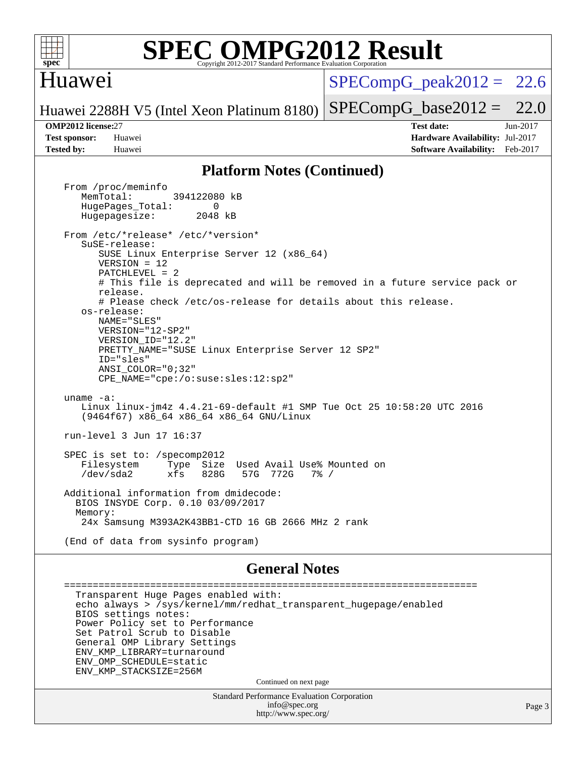## Platform Notes (Continued)

```
From /proc/meminfo
   MemTotal:       394122080 kB
   HugePages_Total:       0
   Hugepagesize:       2048 kB

From /etc/*release* /etc/*version*
   SuSE-release:
      SUSE Linux Enterprise Server 12 (x86_64)
      VERSION = 12
      PATCHLEVEL = 2
      # This file is deprecated and will be removed in a future service pack or
      release.
      # Please check /etc/os-release for details about this release.
   os-release:
      NAME="SLES"
      VERSION="12-SP2"
      VERSION_ID="12.2"
      PRETTY_NAME="SUSE Linux Enterprise Server 12 SP2"
      ID="sles"
      ANSI_COLOR="0;32"
      CPE_NAME="cpe:/o:suse:sles:12:sp2"

uname -a:
   Linux linux-jm4z 4.4.21-69-default #1 SMP Tue Oct 25 10:58:20 UTC 2016
   (9464f67) x86_64 x86_64 x86_64 GNU/Linux

run-level 3 Jun 17 16:37

SPEC is set to: /specomp2012
   Filesystem     Type  Size  Used Avail Use% Mounted on
   /dev/sda2      xfs   828G   57G  772G   7% /

Additional information from dmidecode:
  BIOS INSYDE Corp. 0.10 03/09/2017
  Memory:
   24x Samsung M393A2K43BB1-CTD 16 GB 2666 MHz 2 rank

(End of data from sysinfo program)
```

## General Notes

```
========================================================================
  Transparent Huge Pages enabled with:
  echo always > /sys/kernel/mm/redhat_transparent_hugepage/enabled
  BIOS settings notes:
  Power Policy set to Performance
  Set Patrol Scrub to Disable
  General OMP Library Settings
  ENV_KMP_LIBRARY=turnaround
  ENV_OMP_SCHEDULE=static
  ENV_KMP_STACKSIZE=256M
```

Continued on next page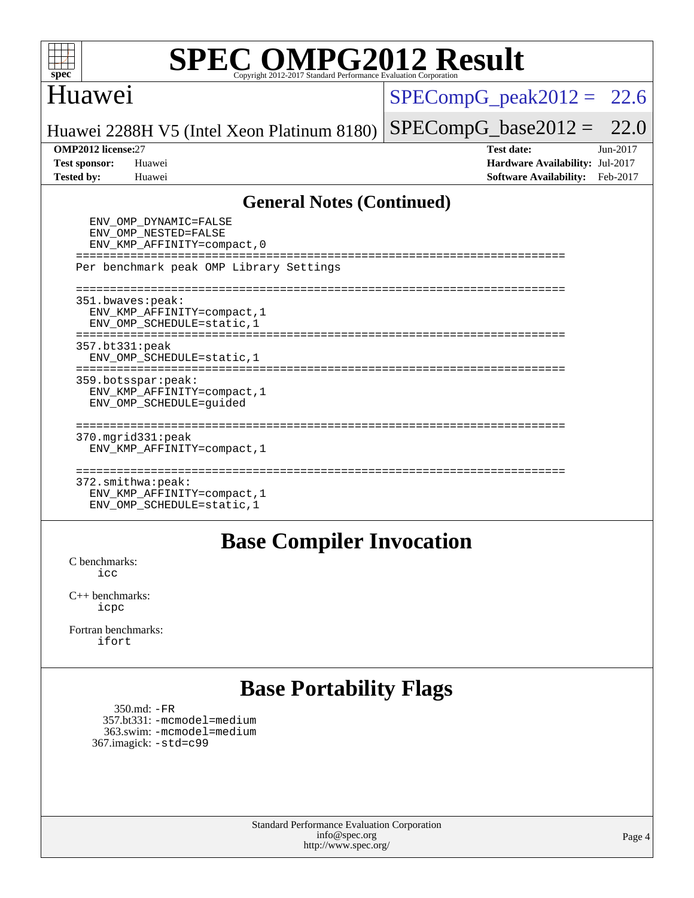## General Notes (Continued)

```
  ENV_OMP_DYNAMIC=FALSE
  ENV_OMP_NESTED=FALSE
  ENV_KMP_AFFINITY=compact,0
========================================================================
Per benchmark peak OMP Library Settings

========================================================================
351.bwaves:peak:
  ENV_KMP_AFFINITY=compact,1
  ENV_OMP_SCHEDULE=static,1
========================================================================
357.bt331:peak
  ENV_OMP_SCHEDULE=static,1
========================================================================
359.botsspar:peak:
  ENV_KMP_AFFINITY=compact,1
  ENV_OMP_SCHEDULE=guided

========================================================================
370.mgrid331:peak
  ENV_KMP_AFFINITY=compact,1

========================================================================
372.smithwa:peak:
  ENV_KMP_AFFINITY=compact,1
  ENV_OMP_SCHEDULE=static,1
```

## Base Compiler Invocation

C benchmarks:
icc

C++ benchmarks:
icpc

Fortran benchmarks:
ifort

## Base Portability Flags

350.md: -FR
357.bt331: -mcmodel=medium
363.swim: -mcmodel=medium
367.imagick: -std=c99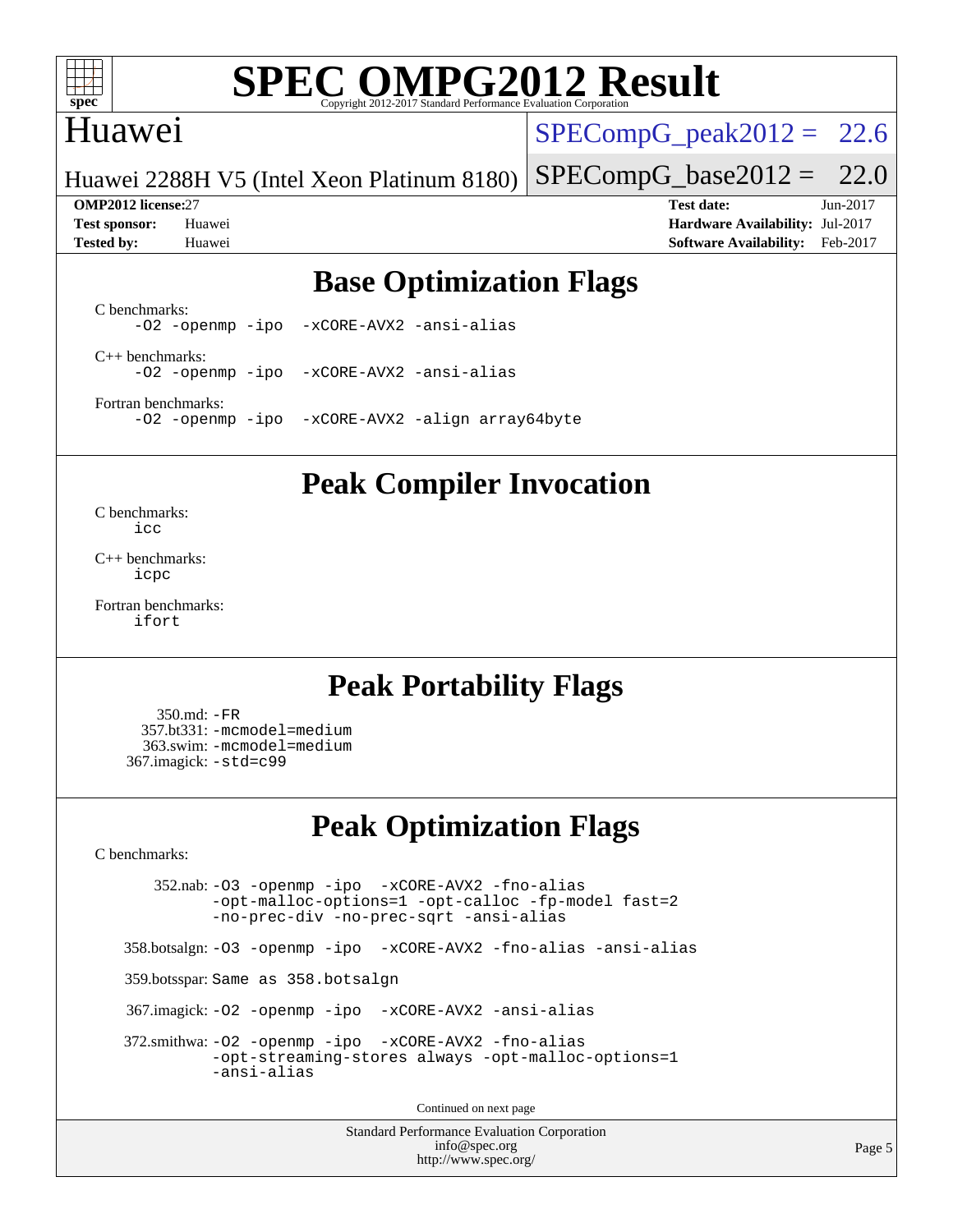# SPEC OMPG2012 Result

Copyright 2012-2017 Standard Performance Evaluation Corporation

## Huawei

Huawei 2288H V5 (Intel Xeon Platinum 8180)

SPECompG_peak2012 = 22.6

SPECompG_base2012 = 22.0

**OMP2012 license:** 27
**Test sponsor:** Huawei
**Tested by:** Huawei

**Test date:** Jun-2017
**Hardware Availability:** Jul-2017
**Software Availability:** Feb-2017

## Base Optimization Flags

C benchmarks:
```
-O2 -openmp -ipo -xCORE-AVX2 -ansi-alias
```

C++ benchmarks:
```
-O2 -openmp -ipo -xCORE-AVX2 -ansi-alias
```

Fortran benchmarks:
```
-O2 -openmp -ipo -xCORE-AVX2 -align array64byte
```

## Peak Compiler Invocation

C benchmarks:
```
icc
```

C++ benchmarks:
```
icpc
```

Fortran benchmarks:
```
ifort
```

## Peak Portability Flags

350.md: `-FR`
357.bt331: `-mcmodel=medium`
363.swim: `-mcmodel=medium`
367.imagick: `-std=c99`

## Peak Optimization Flags

C benchmarks:

352.nab:
```
-O3 -openmp -ipo -xCORE-AVX2 -fno-alias
-opt-malloc-options=1 -opt-calloc -fp-model fast=2
-no-prec-div -no-prec-sqrt -ansi-alias
```

358.botsalgn:
```
-O3 -openmp -ipo -xCORE-AVX2 -fno-alias -ansi-alias
```

359.botsspar: Same as 358.botsalgn

367.imagick:
```
-O2 -openmp -ipo -xCORE-AVX2 -ansi-alias
```

372.smithwa:
```
-O2 -openmp -ipo -xCORE-AVX2 -fno-alias
-opt-streaming-stores always -opt-malloc-options=1
-ansi-alias
```

Continued on next page

Standard Performance Evaluation Corporation
info@spec.org
http://www.spec.org/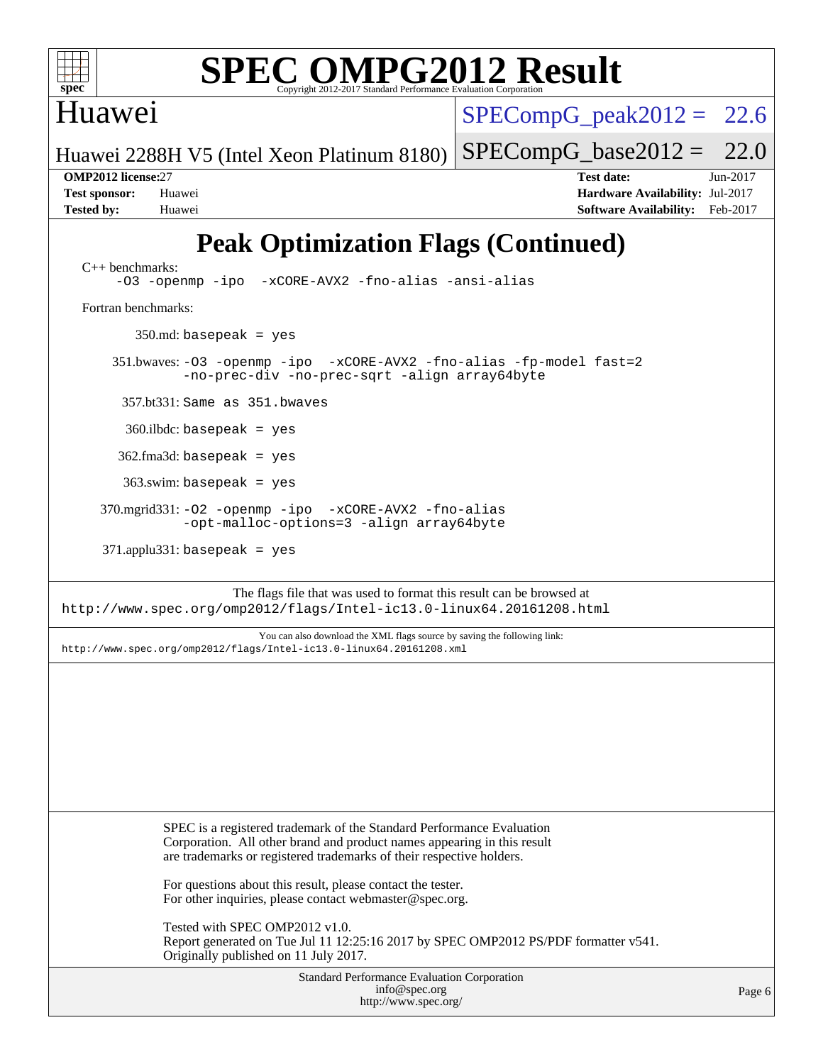# Peak Optimization Flags (Continued)

C++ benchmarks:
```
-O3 -openmp -ipo  -xCORE-AVX2 -fno-alias -ansi-alias
```

Fortran benchmarks:

350.md: `basepeak = yes`

351.bwaves: 
```
-O3 -openmp -ipo  -xCORE-AVX2 -fno-alias -fp-model fast=2
-no-prec-div -no-prec-sqrt -align array64byte
```

357.bt331: `Same as 351.bwaves`

360.ilbdc: `basepeak = yes`

362.fma3d: `basepeak = yes`

363.swim: `basepeak = yes`

370.mgrid331: 
```
-O2 -openmp -ipo  -xCORE-AVX2 -fno-alias
-opt-malloc-options=3 -align array64byte
```

371.applu331: `basepeak = yes`

The flags file that was used to format this result can be browsed at
http://www.spec.org/omp2012/flags/Intel-ic13.0-linux64.20161208.html

You can also download the XML flags source by saving the following link:
http://www.spec.org/omp2012/flags/Intel-ic13.0-linux64.20161208.xml

SPEC is a registered trademark of the Standard Performance Evaluation Corporation. All other brand and product names appearing in this result are trademarks or registered trademarks of their respective holders.

For questions about this result, please contact the tester.
For other inquiries, please contact webmaster@spec.org.

Tested with SPEC OMP2012 v1.0.
Report generated on Tue Jul 11 12:25:16 2017 by SPEC OMP2012 PS/PDF formatter v541.
Originally published on 11 July 2017.